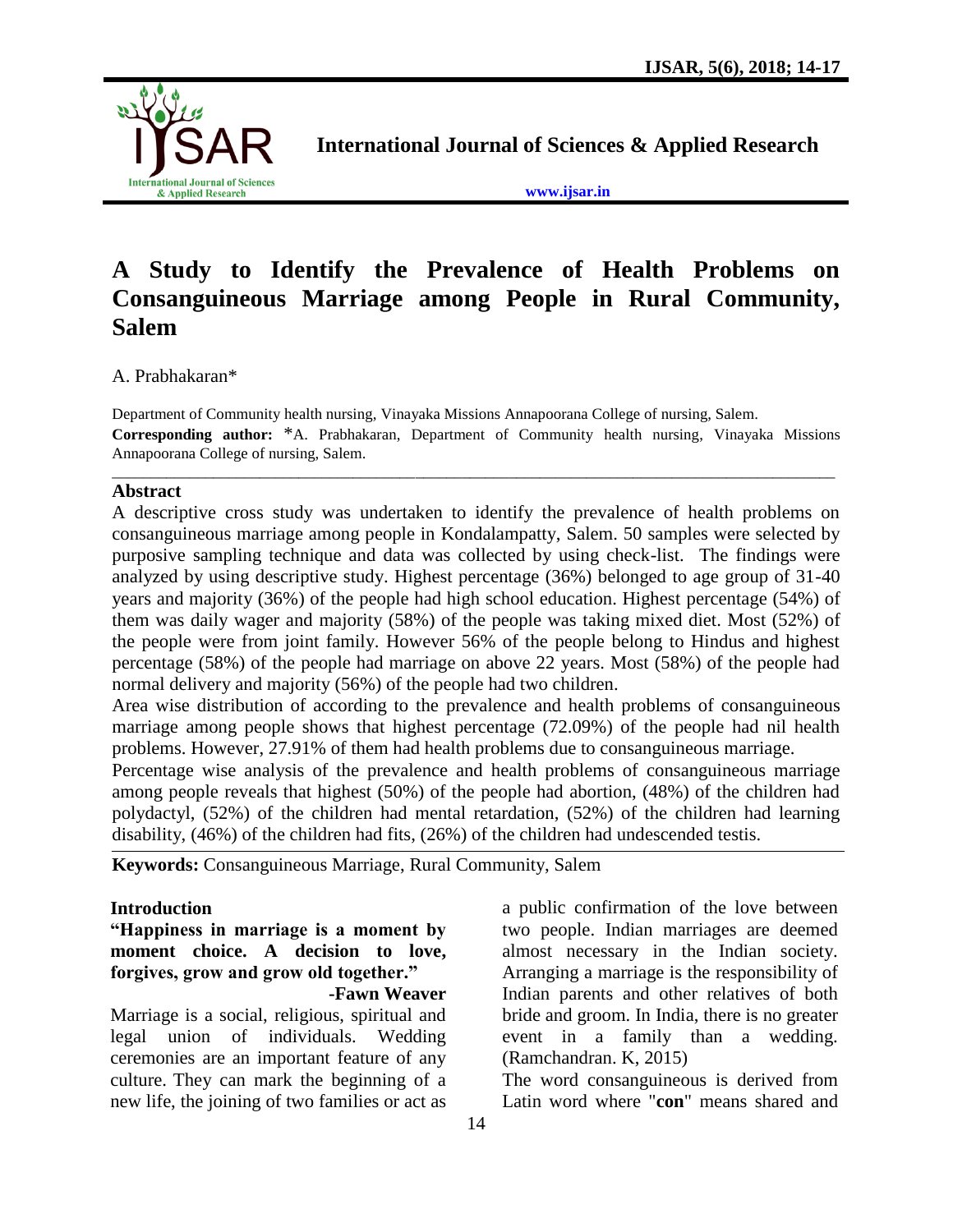International Journal of Sciences & Applied Research

www.ijsar.in

# A Study to Identify the Prevalence of Health Problems on Consanguineous Marriage among People in Rural Community, Salem

A. Prabhakaran*

Department of Community health nursing, Vinayaka Missions Annapoorana College of nursing, Salem.

**Corresponding author:** *A. Prabhakaran, Department of Community health nursing, Vinayaka Missions Annapoorana College of nursing, Salem.

## Abstract

A descriptive cross study was undertaken to identify the prevalence of health problems on consanguineous marriage among people in Kondalampatty, Salem. 50 samples were selected by purposive sampling technique and data was collected by using check-list. The findings were analyzed by using descriptive study. Highest percentage (36%) belonged to age group of 31-40 years and majority (36%) of the people had high school education. Highest percentage (54%) of them was daily wager and majority (58%) of the people was taking mixed diet. Most (52%) of the people were from joint family. However 56% of the people belong to Hindus and highest percentage (58%) of the people had marriage on above 22 years. Most (58%) of the people had normal delivery and majority (56%) of the people had two children.

Area wise distribution of according to the prevalence and health problems of consanguineous marriage among people shows that highest percentage (72.09%) of the people had nil health problems. However, 27.91% of them had health problems due to consanguineous marriage.

Percentage wise analysis of the prevalence and health problems of consanguineous marriage among people reveals that highest (50%) of the people had abortion, (48%) of the children had polydactyl, (52%) of the children had mental retardation, (52%) of the children had learning disability, (46%) of the children had fits, (26%) of the children had undescended testis.

**Keywords:** Consanguineous Marriage, Rural Community, Salem

## Introduction

**"Happiness in marriage is a moment by moment choice. A decision to love, forgives, grow and grow old together."**

**-Fawn Weaver**

Marriage is a social, religious, spiritual and legal union of individuals. Wedding ceremonies are an important feature of any culture. They can mark the beginning of a new life, the joining of two families or act as a public confirmation of the love between two people. Indian marriages are deemed almost necessary in the Indian society. Arranging a marriage is the responsibility of Indian parents and other relatives of both bride and groom. In India, there is no greater event in a family than a wedding. (Ramchandran. K, 2015)

The word consanguineous is derived from Latin word where "**con**" means shared and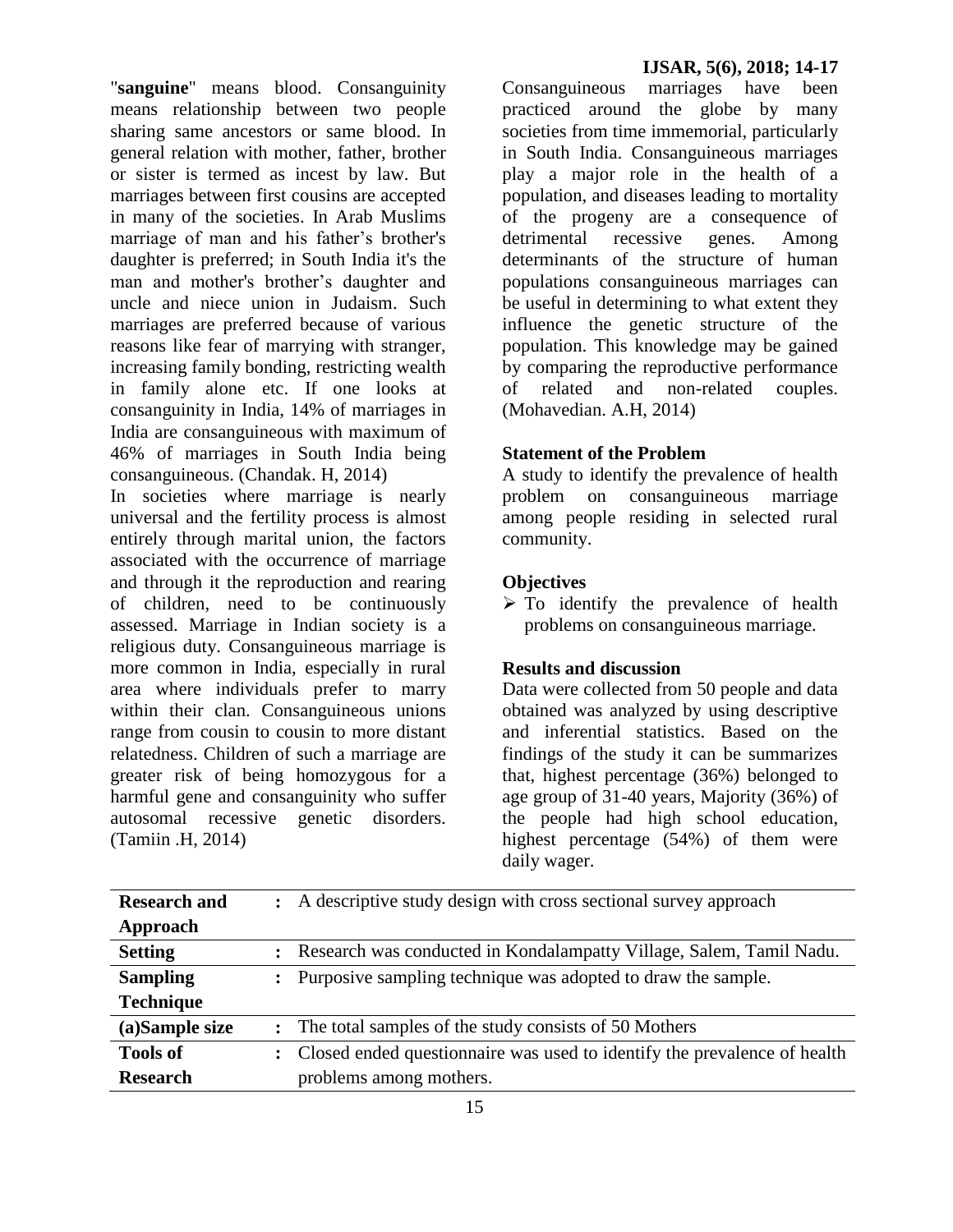"**sanguine**" means blood. Consanguinity means relationship between two people sharing same ancestors or same blood. In general relation with mother, father, brother or sister is termed as incest by law. But marriages between first cousins are accepted in many of the societies. In Arab Muslims marriage of man and his father's brother's daughter is preferred; in South India it's the man and mother's brother's daughter and uncle and niece union in Judaism. Such marriages are preferred because of various reasons like fear of marrying with stranger, increasing family bonding, restricting wealth in family alone etc. If one looks at consanguinity in India, 14% of marriages in India are consanguineous with maximum of 46% of marriages in South India being consanguineous. (Chandak. H, 2014)

In societies where marriage is nearly universal and the fertility process is almost entirely through marital union, the factors associated with the occurrence of marriage and through it the reproduction and rearing of children, need to be continuously assessed. Marriage in Indian society is a religious duty. Consanguineous marriage is more common in India, especially in rural area where individuals prefer to marry within their clan. Consanguineous unions range from cousin to cousin to more distant relatedness. Children of such a marriage are greater risk of being homozygous for a harmful gene and consanguinity who suffer autosomal recessive genetic disorders. (Tamiin .H, 2014)

Consanguineous marriages have been practiced around the globe by many societies from time immemorial, particularly in South India. Consanguineous marriages play a major role in the health of a population, and diseases leading to mortality of the progeny are a consequence of detrimental recessive genes. Among determinants of the structure of human populations consanguineous marriages can be useful in determining to what extent they influence the genetic structure of the population. This knowledge may be gained by comparing the reproductive performance of related and non-related couples. (Mohavedian. A.H, 2014)

### Statement of the Problem

A study to identify the prevalence of health problem on consanguineous marriage among people residing in selected rural community.

### Objectives

- To identify the prevalence of health problems on consanguineous marriage.

### Results and discussion

Data were collected from 50 people and data obtained was analyzed by using descriptive and inferential statistics. Based on the findings of the study it can be summarizes that, highest percentage (36%) belonged to age group of 31-40 years, Majority (36%) of the people had high school education, highest percentage (54%) of them were daily wager.

| | | |
|---|---|---|
| **Research and Approach** | : | A descriptive study design with cross sectional survey approach |
| **Setting** | : | Research was conducted in Kondalampatty Village, Salem, Tamil Nadu. |
| **Sampling Technique** | : | Purposive sampling technique was adopted to draw the sample. |
| **(a)Sample size** | : | The total samples of the study consists of 50 Mothers |
| **Tools of Research** | : | Closed ended questionnaire was used to identify the prevalence of health problems among mothers. |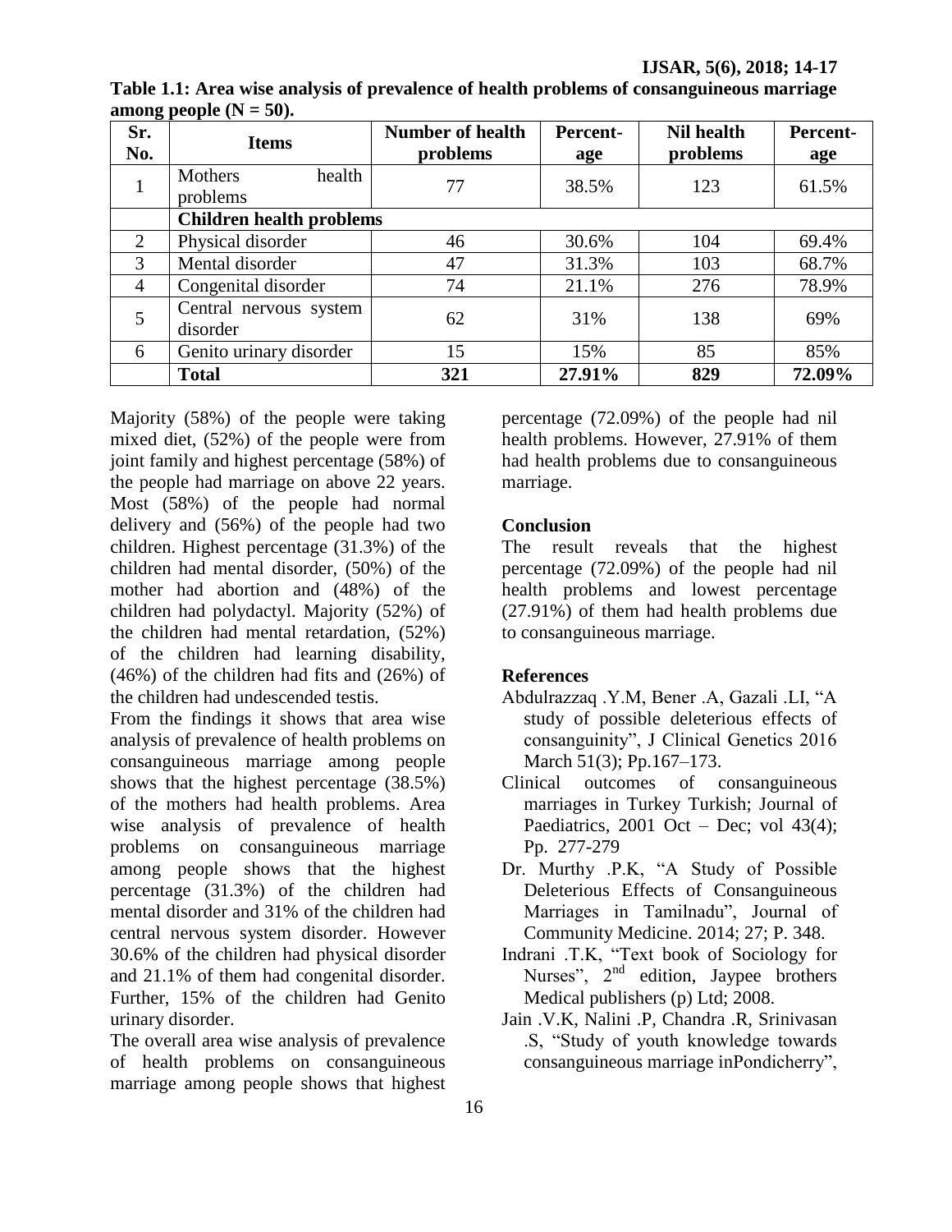**Table 1.1: Area wise analysis of prevalence of health problems of consanguineous marriage among people (N = 50).**

| Sr. No. | Items | Number of health problems | Percent-age | Nil health problems | Percent-age |
|---|---|---|---|---|---|
| 1 | Mothers health problems | 77 | 38.5% | 123 | 61.5% |
| | **Children health problems** | | | | |
| 2 | Physical disorder | 46 | 30.6% | 104 | 69.4% |
| 3 | Mental disorder | 47 | 31.3% | 103 | 68.7% |
| 4 | Congenital disorder | 74 | 21.1% | 276 | 78.9% |
| 5 | Central nervous system disorder | 62 | 31% | 138 | 69% |
| 6 | Genito urinary disorder | 15 | 15% | 85 | 85% |
| | **Total** | **321** | **27.91%** | **829** | **72.09%** |

Majority (58%) of the people were taking mixed diet, (52%) of the people were from joint family and highest percentage (58%) of the people had marriage on above 22 years. Most (58%) of the people had normal delivery and (56%) of the people had two children. Highest percentage (31.3%) of the children had mental disorder, (50%) of the mother had abortion and (48%) of the children had polydactyl. Majority (52%) of the children had mental retardation, (52%) of the children had learning disability, (46%) of the children had fits and (26%) of the children had undescended testis.

From the findings it shows that area wise analysis of prevalence of health problems on consanguineous marriage among people shows that the highest percentage (38.5%) of the mothers had health problems. Area wise analysis of prevalence of health problems on consanguineous marriage among people shows that the highest percentage (31.3%) of the children had mental disorder and 31% of the children had central nervous system disorder. However 30.6% of the children had physical disorder and 21.1% of them had congenital disorder. Further, 15% of the children had Genito urinary disorder.

The overall area wise analysis of prevalence of health problems on consanguineous marriage among people shows that highest percentage (72.09%) of the people had nil health problems. However, 27.91% of them had health problems due to consanguineous marriage.

## Conclusion

The result reveals that the highest percentage (72.09%) of the people had nil health problems and lowest percentage (27.91%) of them had health problems due to consanguineous marriage.

## References

- Abdulrazzaq .Y.M, Bener .A, Gazali .LI, "A study of possible deleterious effects of consanguinity", J Clinical Genetics 2016 March 51(3); Pp.167–173.
- Clinical outcomes of consanguineous marriages in Turkey Turkish; Journal of Paediatrics, 2001 Oct – Dec; vol 43(4); Pp. 277-279
- Dr. Murthy .P.K, "A Study of Possible Deleterious Effects of Consanguineous Marriages in Tamilnadu", Journal of Community Medicine. 2014; 27; P. 348.
- Indrani .T.K, "Text book of Sociology for Nurses", 2nd edition, Jaypee brothers Medical publishers (p) Ltd; 2008.
- Jain .V.K, Nalini .P, Chandra .R, Srinivasan .S, "Study of youth knowledge towards consanguineous marriage inPondicherry",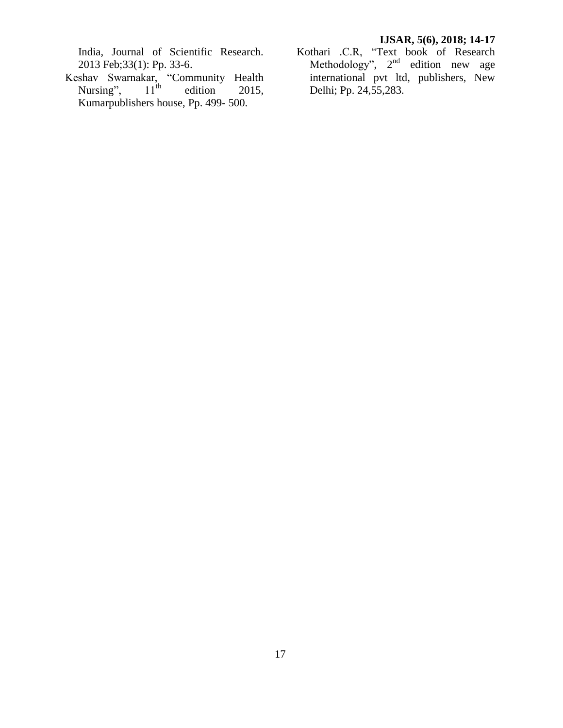India, Journal of Scientific Research. 2013 Feb;33(1): Pp. 33-6.

Keshav Swarnakar, "Community Health Nursing", 11th edition 2015, Kumarpublishers house, Pp. 499- 500.

Kothari .C.R, "Text book of Research Methodology", 2nd edition new age international pvt ltd, publishers, New Delhi; Pp. 24,55,283.